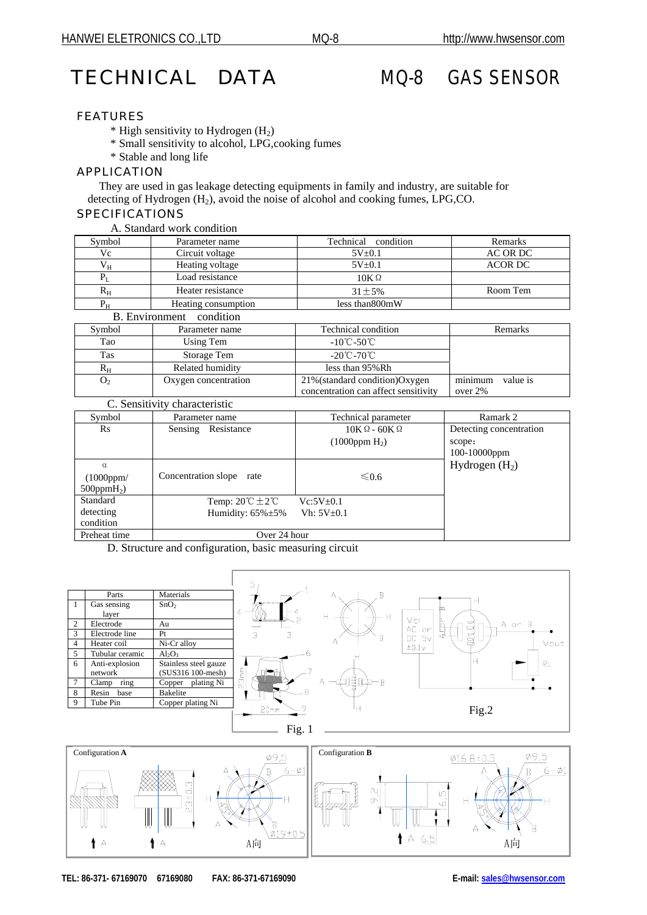# TECHNICAL DATA MQ-8 GAS SENSOR

## FEATURES

* High sensitivity to Hydrogen ($H_2$)
* Small sensitivity to alcohol, LPG,cooking fumes
* Stable and long life

## APPLICATION

They are used in gas leakage detecting equipments in family and industry, are suitable for detecting of Hydrogen ($H_2$), avoid the noise of alcohol and cooking fumes, LPG,CO.

## SPECIFICATIONS

A. Standard work condition

| Symbol | Parameter name | Technical condition | Remarks |
|---|---|---|---|
| Vc | Circuit voltage | 5V±0.1 | AC OR DC |
| $V_H$ | Heating voltage | 5V±0.1 | ACOR DC |
| $P_L$ | Load resistance | 10KΩ | |
| $R_H$ | Heater resistance | 31±5% | Room Tem |
| $P_H$ | Heating consumption | less than800mW | |

B. Environment condition

| Symbol | Parameter name | Technical condition | Remarks |
|---|---|---|---|
| Tao | Using Tem | -10℃-50℃ | |
| Tas | Storage Tem | -20℃-70℃ | |
| $R_H$ | Related humidity | less than 95%Rh | |
| $O_2$ | Oxygen concentration | 21%(standard condition)Oxygen concentration can affect sensitivity | minimum value is over 2% |

C. Sensitivity characteristic

| Symbol | Parameter name | Technical parameter | Ramark 2 |
|---|---|---|---|
| Rs | Sensing Resistance | 10KΩ - 60KΩ (1000ppm $H_2$) | Detecting concentration scope： 100-10000ppm Hydrogen ($H_2$) |
| α (1000ppm/ 500ppm$H_2$) | Concentration slope rate | ≤0.6 | |
| Standard detecting condition | Temp: 20℃±2℃ Vc:5V±0.1 Humidity: 65%±5% Vh: 5V±0.1 | | |
| Preheat time | Over 24 hour | | |

D. Structure and configuration, basic measuring circuit

| | Parts | Materials |
|---|---|---|
| 1 | Gas sensing layer | $SnO_2$ |
| 2 | Electrode | Au |
| 3 | Electrode line | Pt |
| 4 | Heater coil | Ni-Cr alloy |
| 5 | Tubular ceramic | $Al_2O_3$ |
| 6 | Anti-explosion network | Stainless steel gauze (SUS316 100-mesh) |
| 7 | Clamp ring | Copper plating Ni |
| 8 | Resin base | Bakelite |
| 9 | Tube Pin | Copper plating Ni |

Fig. 1

Fig.2

Configuration **A**

Configuration **B**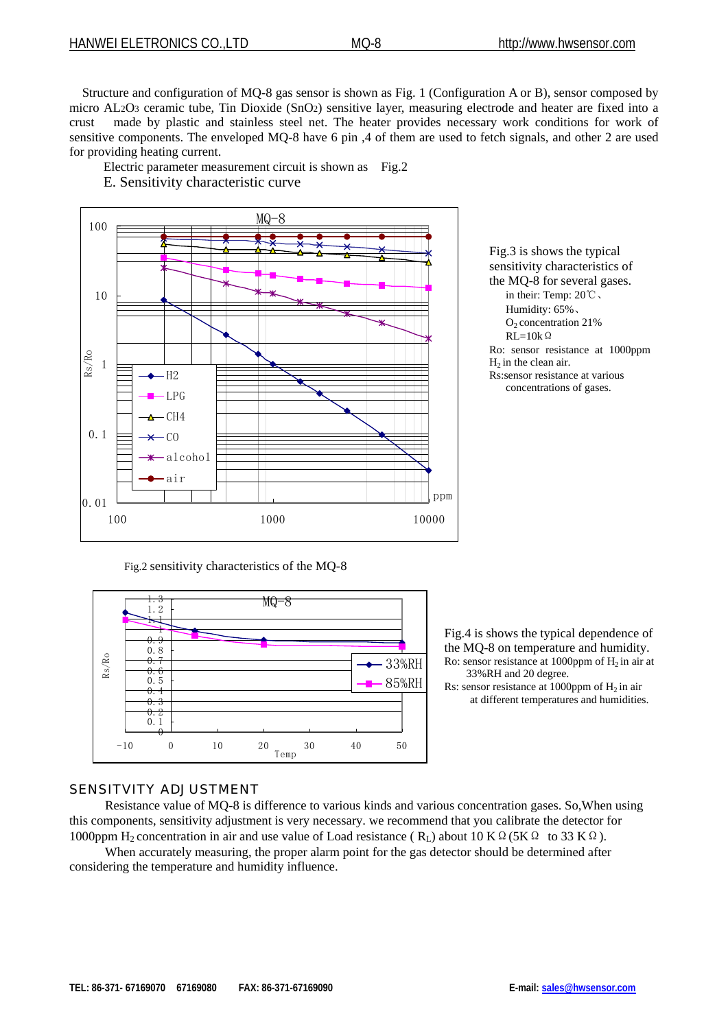Structure and configuration of MQ-8 gas sensor is shown as Fig. 1 (Configuration A or B), sensor composed by micro $AL_2O_3$ ceramic tube, Tin Dioxide ($SnO_2$) sensitive layer, measuring electrode and heater are fixed into a crust made by plastic and stainless steel net. The heater provides necessary work conditions for work of sensitive components. The enveloped MQ-8 have 6 pin ,4 of them are used to fetch signals, and other 2 are used for providing heating current.

Electric parameter measurement circuit is shown as Fig.2

E. Sensitivity characteristic curve

MQ-8

100
10
1
0.1
0.01

Rs/Ro

H2
LPG
CH4
CO
alcohol
air

100
1000
10000
ppm

Fig.2 sensitivity characteristics of the MQ-8

Fig.3 is shows the typical sensitivity characteristics of the MQ-8 for several gases.

in their: Temp: 20℃、
Humidity: 65%、
$O_2$ concentration 21%
RL=10kΩ

Ro: sensor resistance at 1000ppm $H_2$ in the clean air.

Rs:sensor resistance at various concentrations of gases.

MQ-8

1.3
1.2
1.1
1
0.9
0.8
0.7
0.6
0.5
0.4
0.3
0.2
0.1
0

Rs/Ro

33%RH
85%RH

-10
0
10
20
30
40
50
Temp

Fig.4 is shows the typical dependence of the MQ-8 on temperature and humidity.

Ro: sensor resistance at 1000ppm of $H_2$ in air at 33%RH and 20 degree.

Rs: sensor resistance at 1000ppm of $H_2$ in air at different temperatures and humidities.

## SENSITVITY ADJUSTMENT

Resistance value of MQ-8 is difference to various kinds and various concentration gases. So,When using this components, sensitivity adjustment is very necessary. we recommend that you calibrate the detector for 1000ppm $H_2$ concentration in air and use value of Load resistance ( $R_L$) about 10 KΩ (5KΩ to 33 KΩ).

When accurately measuring, the proper alarm point for the gas detector should be determined after considering the temperature and humidity influence.